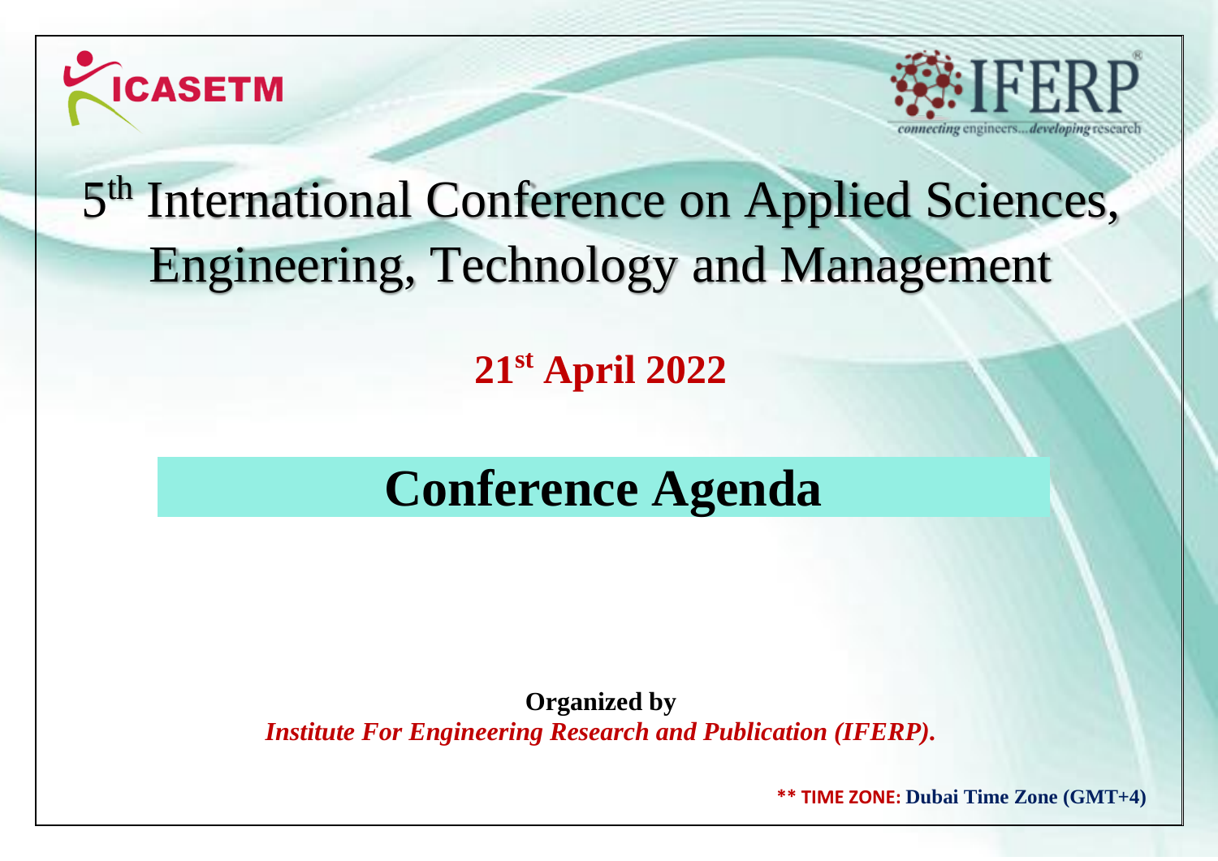ICASETM

IFERP
*connecting engineers...developing research*

# 5th International Conference on Applied Sciences, Engineering, Technology and Management

**21st April 2022**

## Conference Agenda

**Organized by**
***Institute For Engineering Research and Publication (IFERP).***

**\*\* TIME ZONE: Dubai Time Zone (GMT+4)**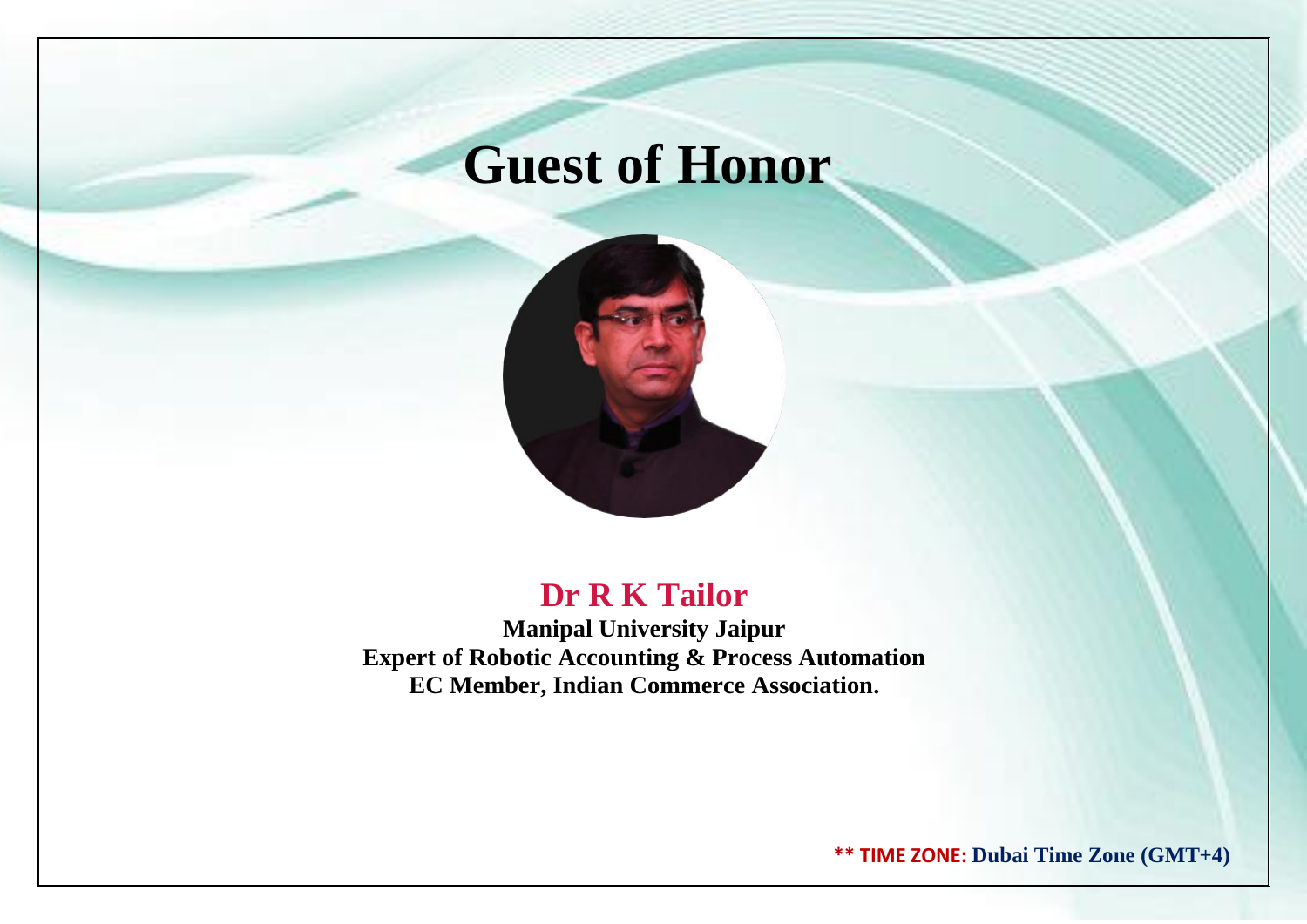# Guest of Honor

## Dr R K Tailor

**Manipal University Jaipur**
**Expert of Robotic Accounting & Process Automation**
**EC Member, Indian Commerce Association.**

**\*\* TIME ZONE: Dubai Time Zone (GMT+4)**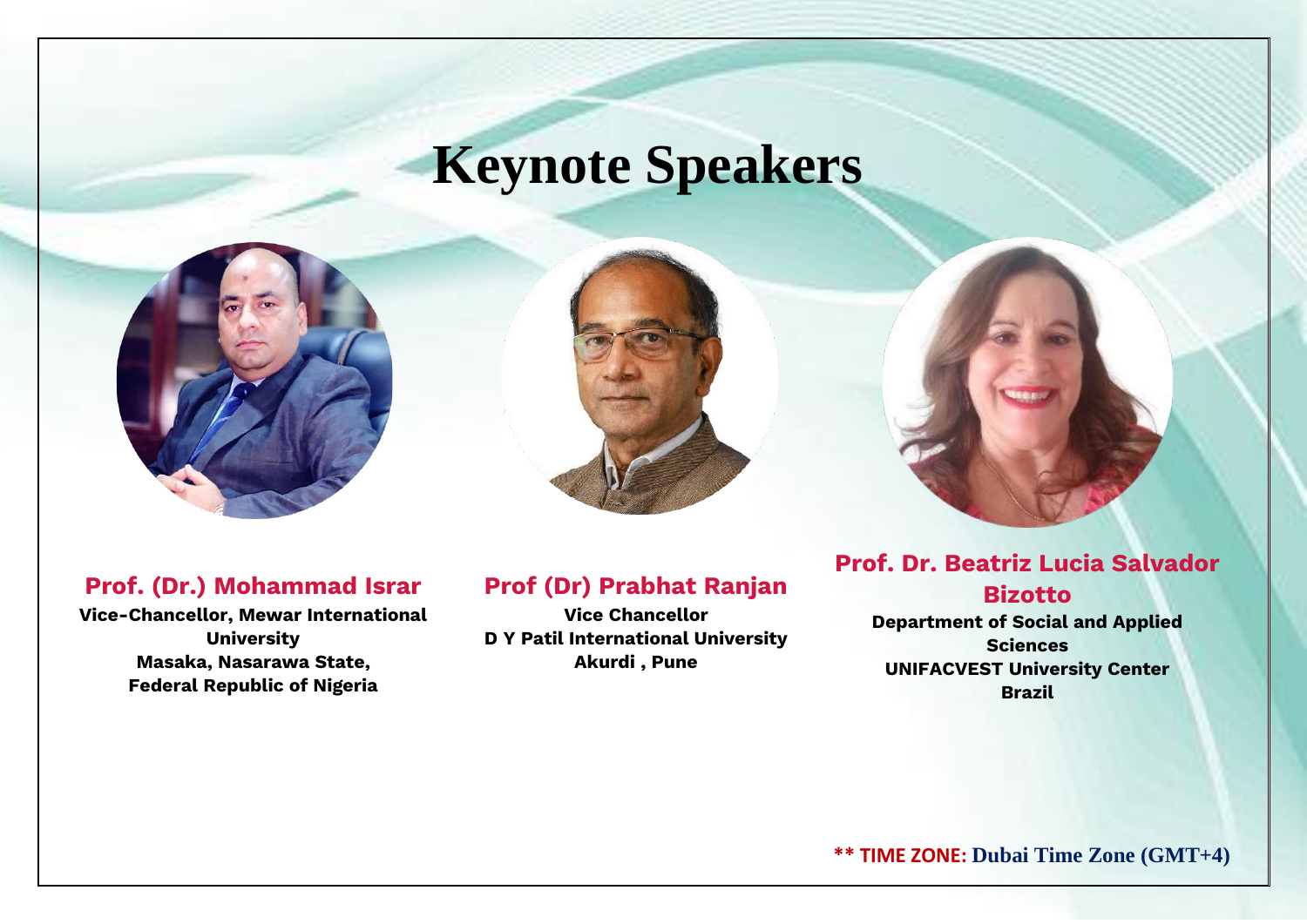# Keynote Speakers

**Prof. (Dr.) Mohammad Israr**
**Vice-Chancellor, Mewar International University**
**Masaka, Nasarawa State,**
**Federal Republic of Nigeria**

**Prof (Dr) Prabhat Ranjan**
**Vice Chancellor**
**D Y Patil International University**
**Akurdi , Pune**

**Prof. Dr. Beatriz Lucia Salvador Bizotto**
**Department of Social and Applied Sciences**
**UNIFACVEST University Center**
**Brazil**

**\*\* TIME ZONE: Dubai Time Zone (GMT+4)**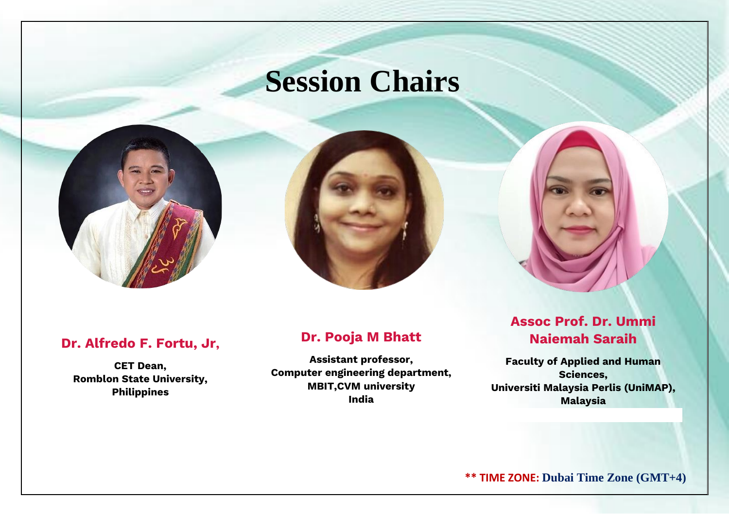# Session Chairs

**Dr. Alfredo F. Fortu, Jr,**

**CET Dean,**
**Romblon State University,**
**Philippines**

**Dr. Pooja M Bhatt**

**Assistant professor,**
**Computer engineering department,**
**MBIT,CVM university**
**India**

**Assoc Prof. Dr. Ummi Naiemah Saraih**

**Faculty of Applied and Human Sciences,**
**Universiti Malaysia Perlis (UniMAP),**
**Malaysia**

**** TIME ZONE: Dubai Time Zone (GMT+4)**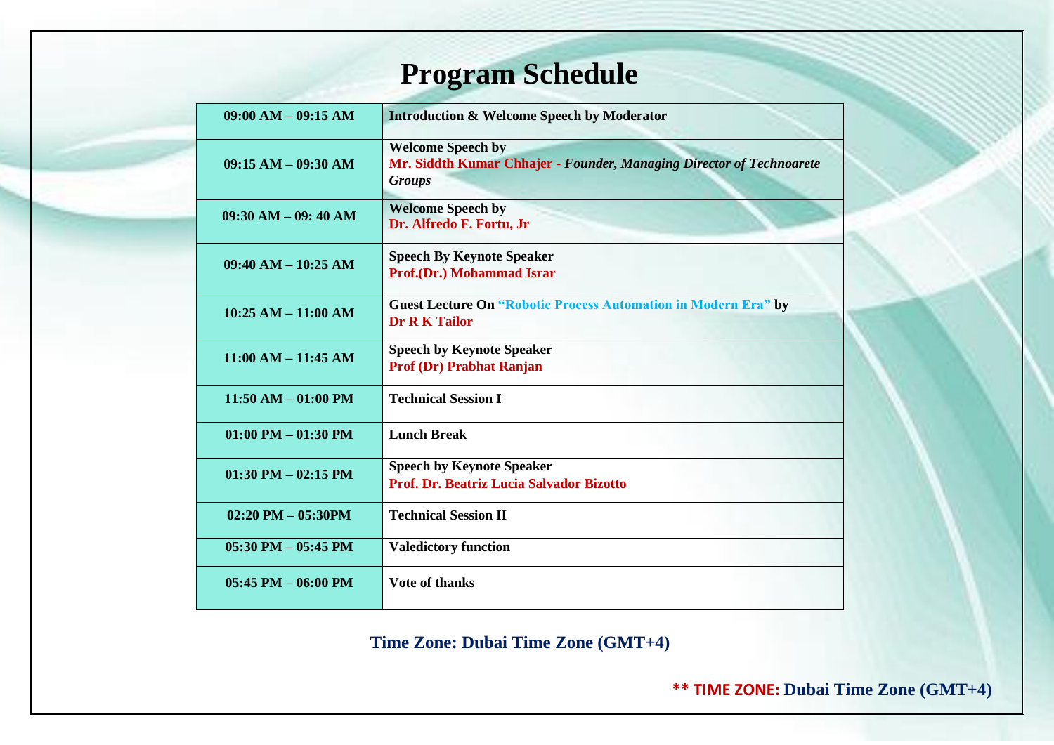# Program Schedule

| Time | Program |
|---|---|
| 09:00 AM – 09:15 AM | **Introduction & Welcome Speech by Moderator** |
| 09:15 AM – 09:30 AM | **Welcome Speech by** **Mr. Siddth Kumar Chhajer -** ***Founder, Managing Director of Technoarete Groups*** |
| 09:30 AM – 09: 40 AM | **Welcome Speech by** **Dr. Alfredo F. Fortu, Jr** |
| 09:40 AM – 10:25 AM | **Speech By Keynote Speaker** **Prof.(Dr.) Mohammad Israr** |
| 10:25 AM – 11:00 AM | **Guest Lecture On "Robotic Process Automation in Modern Era" by** **Dr R K Tailor** |
| 11:00 AM – 11:45 AM | **Speech by Keynote Speaker** **Prof (Dr) Prabhat Ranjan** |
| 11:50 AM – 01:00 PM | **Technical Session I** |
| 01:00 PM – 01:30 PM | **Lunch Break** |
| 01:30 PM – 02:15 PM | **Speech by Keynote Speaker** **Prof. Dr. Beatriz Lucia Salvador Bizotto** |
| 02:20 PM – 05:30PM | **Technical Session II** |
| 05:30 PM – 05:45 PM | **Valedictory function** |
| 05:45 PM – 06:00 PM | **Vote of thanks** |

**Time Zone: Dubai Time Zone (GMT+4)**

**\*\* TIME ZONE: Dubai Time Zone (GMT+4)**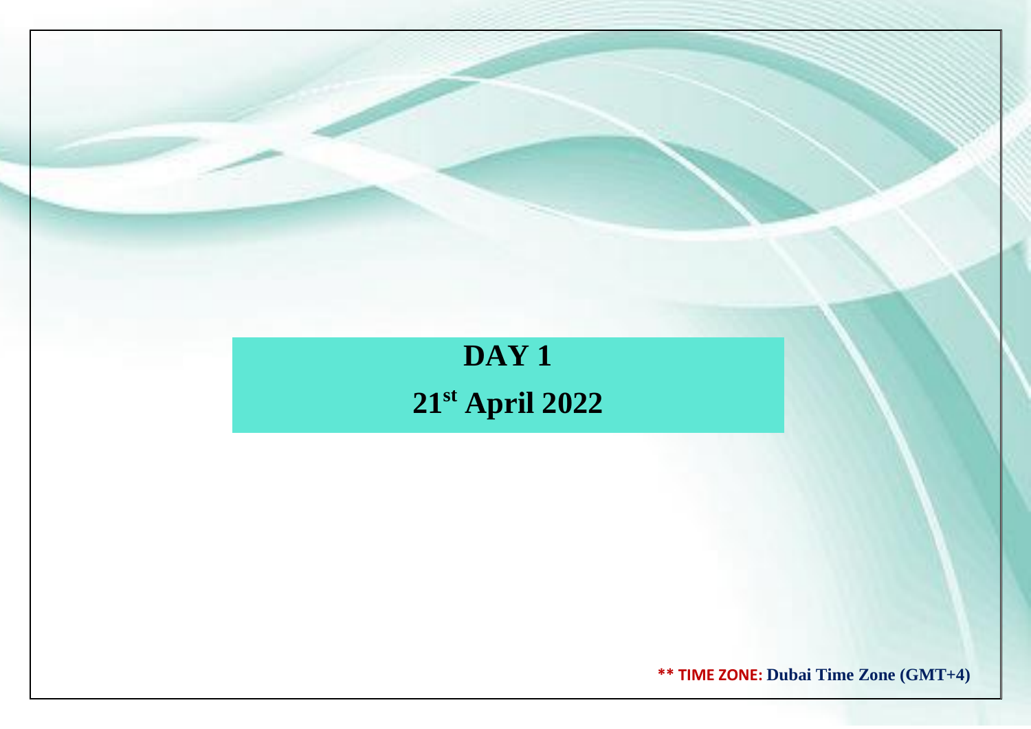# DAY 1

## 21st April 2022

**\*\* TIME ZONE: Dubai Time Zone (GMT+4)**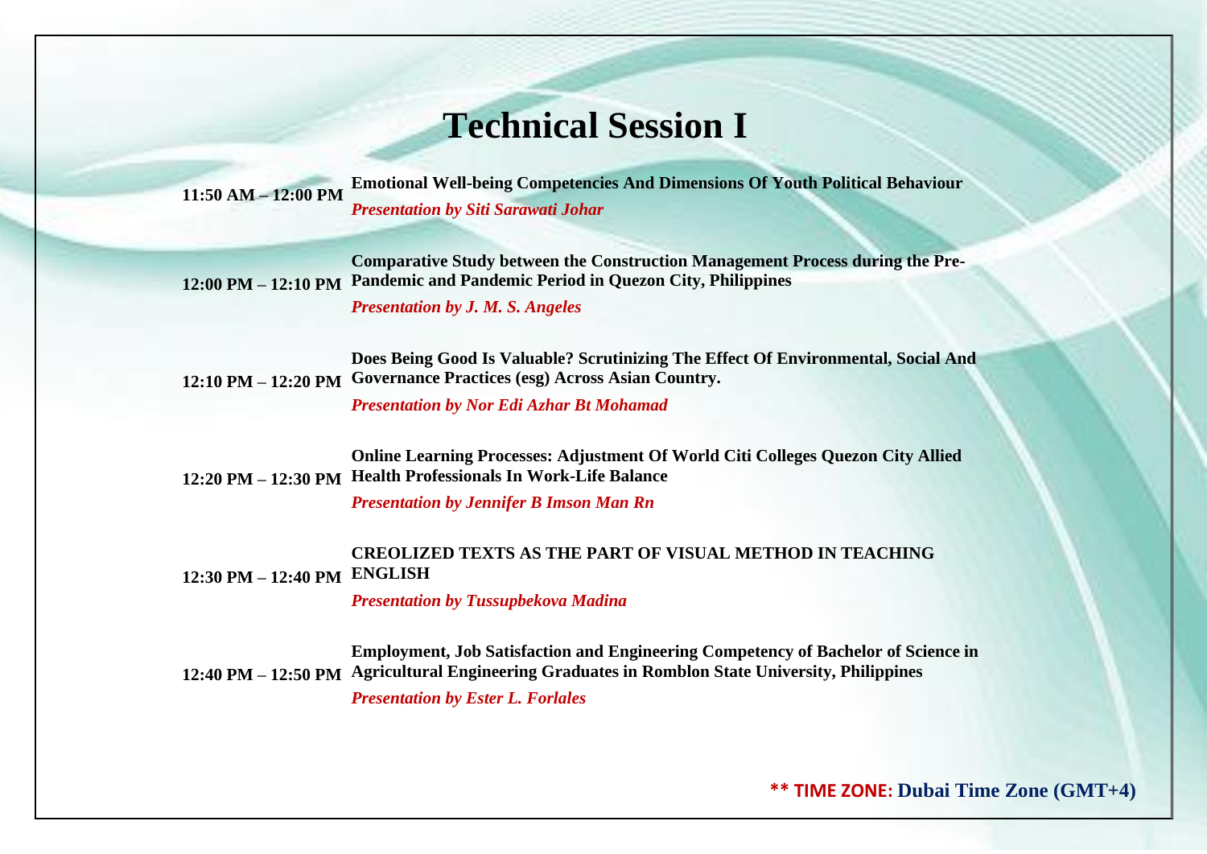# Technical Session I

**11:50 AM – 12:00 PM** **Emotional Well-being Competencies And Dimensions Of Youth Political Behaviour**
***Presentation by Siti Sarawati Johar***

**12:00 PM – 12:10 PM** **Comparative Study between the Construction Management Process during the Pre-Pandemic and Pandemic Period in Quezon City, Philippines**
***Presentation by J. M. S. Angeles***

**12:10 PM – 12:20 PM** **Does Being Good Is Valuable? Scrutinizing The Effect Of Environmental, Social And Governance Practices (esg) Across Asian Country.**
***Presentation by Nor Edi Azhar Bt Mohamad***

**12:20 PM – 12:30 PM** **Online Learning Processes: Adjustment Of World Citi Colleges Quezon City Allied Health Professionals In Work-Life Balance**
***Presentation by Jennifer B Imson Man Rn***

**12:30 PM – 12:40 PM** **CREOLIZED TEXTS AS THE PART OF VISUAL METHOD IN TEACHING ENGLISH**
***Presentation by Tussupbekova Madina***

**12:40 PM – 12:50 PM** **Employment, Job Satisfaction and Engineering Competency of Bachelor of Science in Agricultural Engineering Graduates in Romblon State University, Philippines**
***Presentation by Ester L. Forlales***

**** TIME ZONE: Dubai Time Zone (GMT+4)**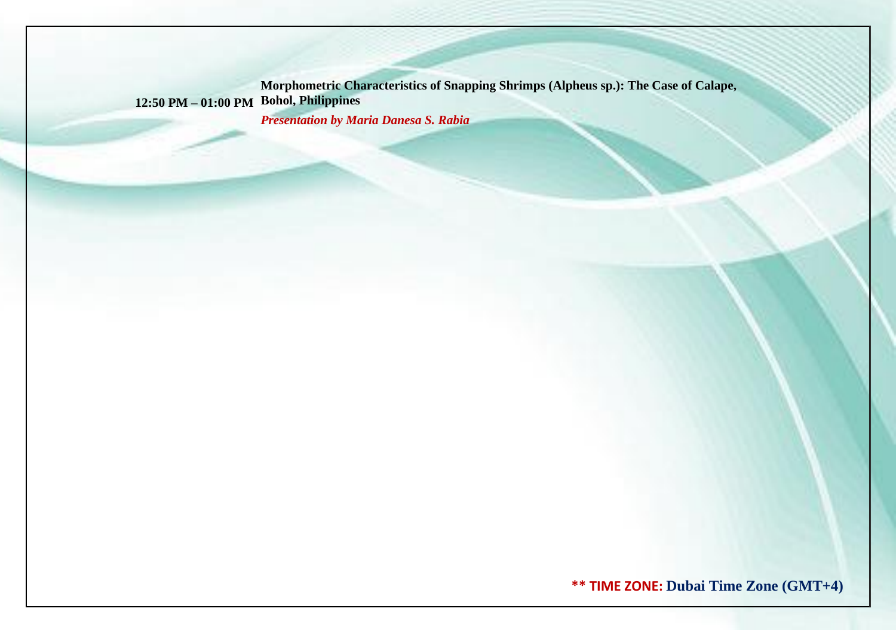| | |
|---|---|
| 12:50 PM – 01:00 PM | **Morphometric Characteristics of Snapping Shrimps (Alpheus sp.): The Case of Calape, Bohol, Philippines** *Presentation by Maria Danesa S. Rabia* |

**\*\* TIME ZONE: Dubai Time Zone (GMT+4)**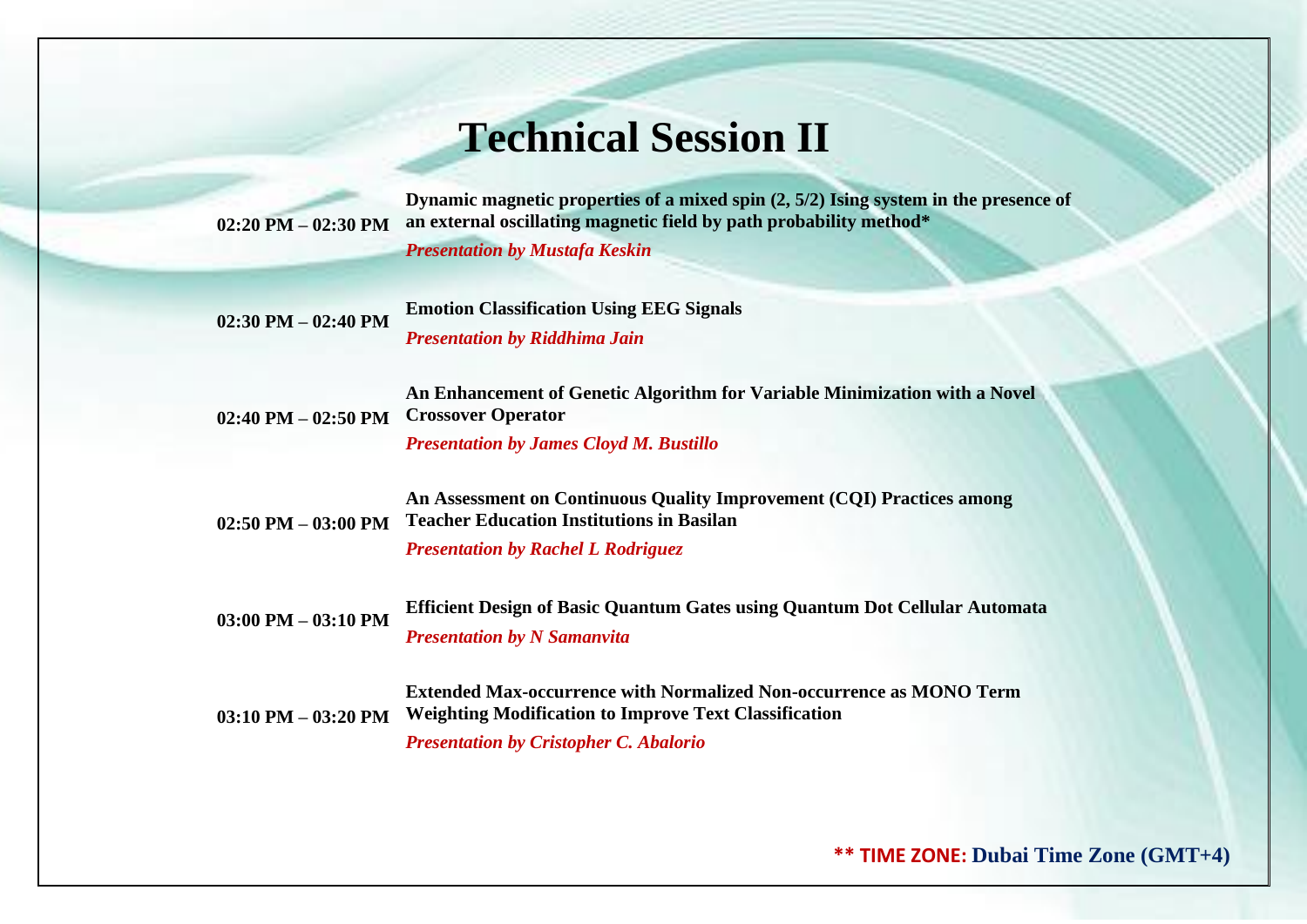# Technical Session II

| | |
|---|---|
| **02:20 PM – 02:30 PM** | **Dynamic magnetic properties of a mixed spin (2, 5/2) Ising system in the presence of an external oscillating magnetic field by path probability method***<br>***Presentation by Mustafa Keskin*** |
| **02:30 PM – 02:40 PM** | **Emotion Classification Using EEG Signals**<br>***Presentation by Riddhima Jain*** |
| **02:40 PM – 02:50 PM** | **An Enhancement of Genetic Algorithm for Variable Minimization with a Novel Crossover Operator**<br>***Presentation by James Cloyd M. Bustillo*** |
| **02:50 PM – 03:00 PM** | **An Assessment on Continuous Quality Improvement (CQI) Practices among Teacher Education Institutions in Basilan**<br>***Presentation by Rachel L Rodriguez*** |
| **03:00 PM – 03:10 PM** | **Efficient Design of Basic Quantum Gates using Quantum Dot Cellular Automata**<br>***Presentation by N Samanvita*** |
| **03:10 PM – 03:20 PM** | **Extended Max-occurrence with Normalized Non-occurrence as MONO Term Weighting Modification to Improve Text Classification**<br>***Presentation by Cristopher C. Abalorio*** |

**** TIME ZONE: Dubai Time Zone (GMT+4)**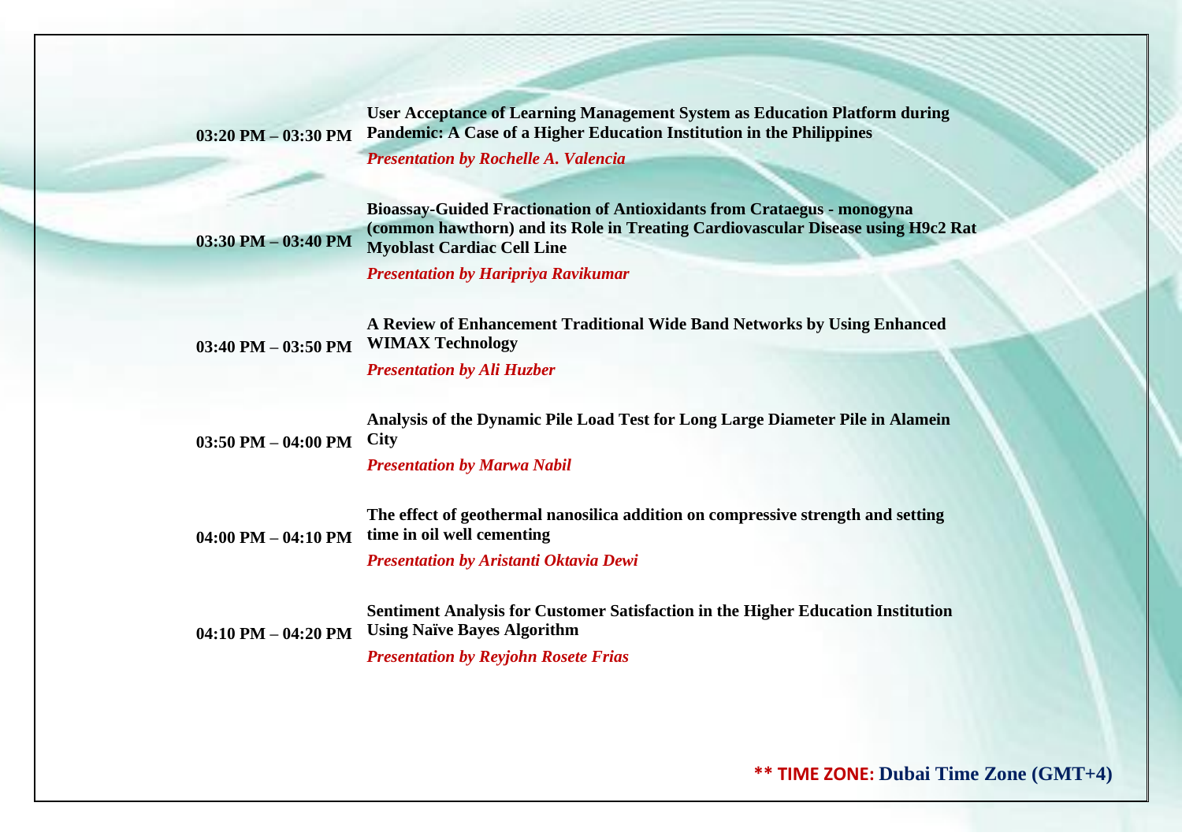| | |
|---|---|
| **03:20 PM – 03:30 PM** | **User Acceptance of Learning Management System as Education Platform during Pandemic: A Case of a Higher Education Institution in the Philippines**<br>***Presentation by Rochelle A. Valencia*** |
| **03:30 PM – 03:40 PM** | **Bioassay-Guided Fractionation of Antioxidants from Crataegus - monogyna (common hawthorn) and its Role in Treating Cardiovascular Disease using H9c2 Rat Myoblast Cardiac Cell Line**<br>***Presentation by Haripriya Ravikumar*** |
| **03:40 PM – 03:50 PM** | **A Review of Enhancement Traditional Wide Band Networks by Using Enhanced WIMAX Technology**<br>***Presentation by Ali Huzber*** |
| **03:50 PM – 04:00 PM** | **Analysis of the Dynamic Pile Load Test for Long Large Diameter Pile in Alamein City**<br>***Presentation by Marwa Nabil*** |
| **04:00 PM – 04:10 PM** | **The effect of geothermal nanosilica addition on compressive strength and setting time in oil well cementing**<br>***Presentation by Aristanti Oktavia Dewi*** |
| **04:10 PM – 04:20 PM** | **Sentiment Analysis for Customer Satisfaction in the Higher Education Institution Using Naïve Bayes Algorithm**<br>***Presentation by Reyjohn Rosete Frias*** |

**** TIME ZONE: Dubai Time Zone (GMT+4)**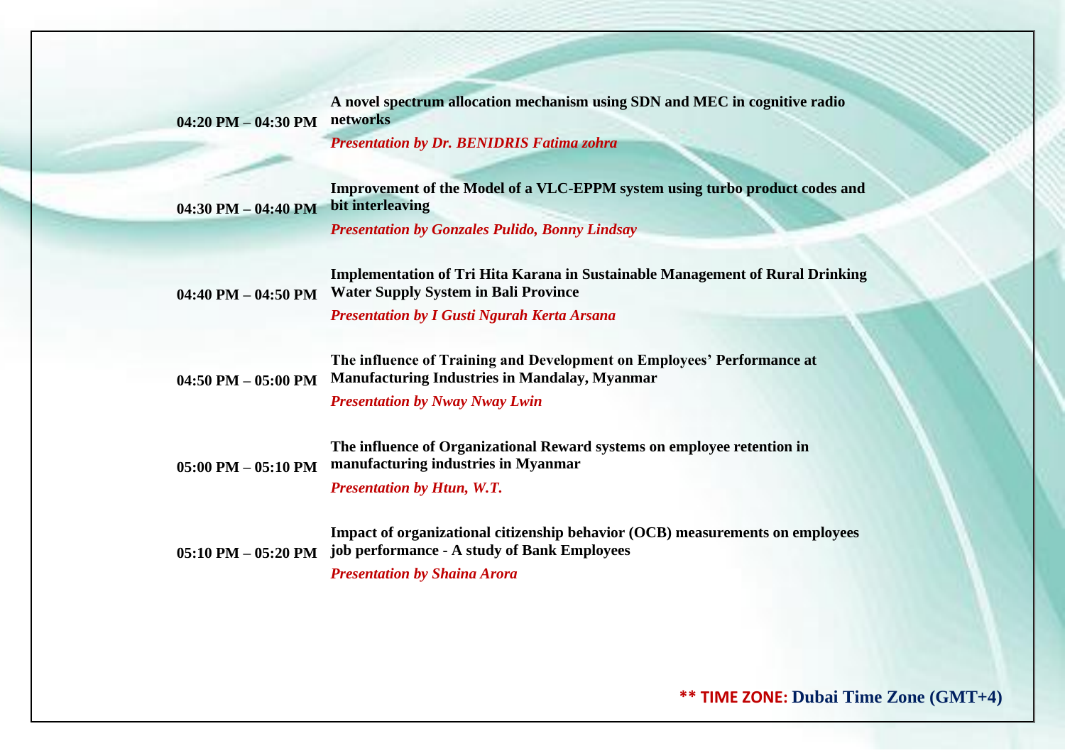| | |
|---|---|
| **04:20 PM – 04:30 PM** | **A novel spectrum allocation mechanism using SDN and MEC in cognitive radio networks**<br>***Presentation by Dr. BENIDRIS Fatima zohra*** |
| **04:30 PM – 04:40 PM** | **Improvement of the Model of a VLC-EPPM system using turbo product codes and bit interleaving**<br>***Presentation by Gonzales Pulido, Bonny Lindsay*** |
| **04:40 PM – 04:50 PM** | **Implementation of Tri Hita Karana in Sustainable Management of Rural Drinking Water Supply System in Bali Province**<br>***Presentation by I Gusti Ngurah Kerta Arsana*** |
| **04:50 PM – 05:00 PM** | **The influence of Training and Development on Employees' Performance at Manufacturing Industries in Mandalay, Myanmar**<br>***Presentation by Nway Nway Lwin*** |
| **05:00 PM – 05:10 PM** | **The influence of Organizational Reward systems on employee retention in manufacturing industries in Myanmar**<br>***Presentation by Htun, W.T.*** |
| **05:10 PM – 05:20 PM** | **Impact of organizational citizenship behavior (OCB) measurements on employees job performance - A study of Bank Employees**<br>***Presentation by Shaina Arora*** |

**** TIME ZONE: Dubai Time Zone (GMT+4)**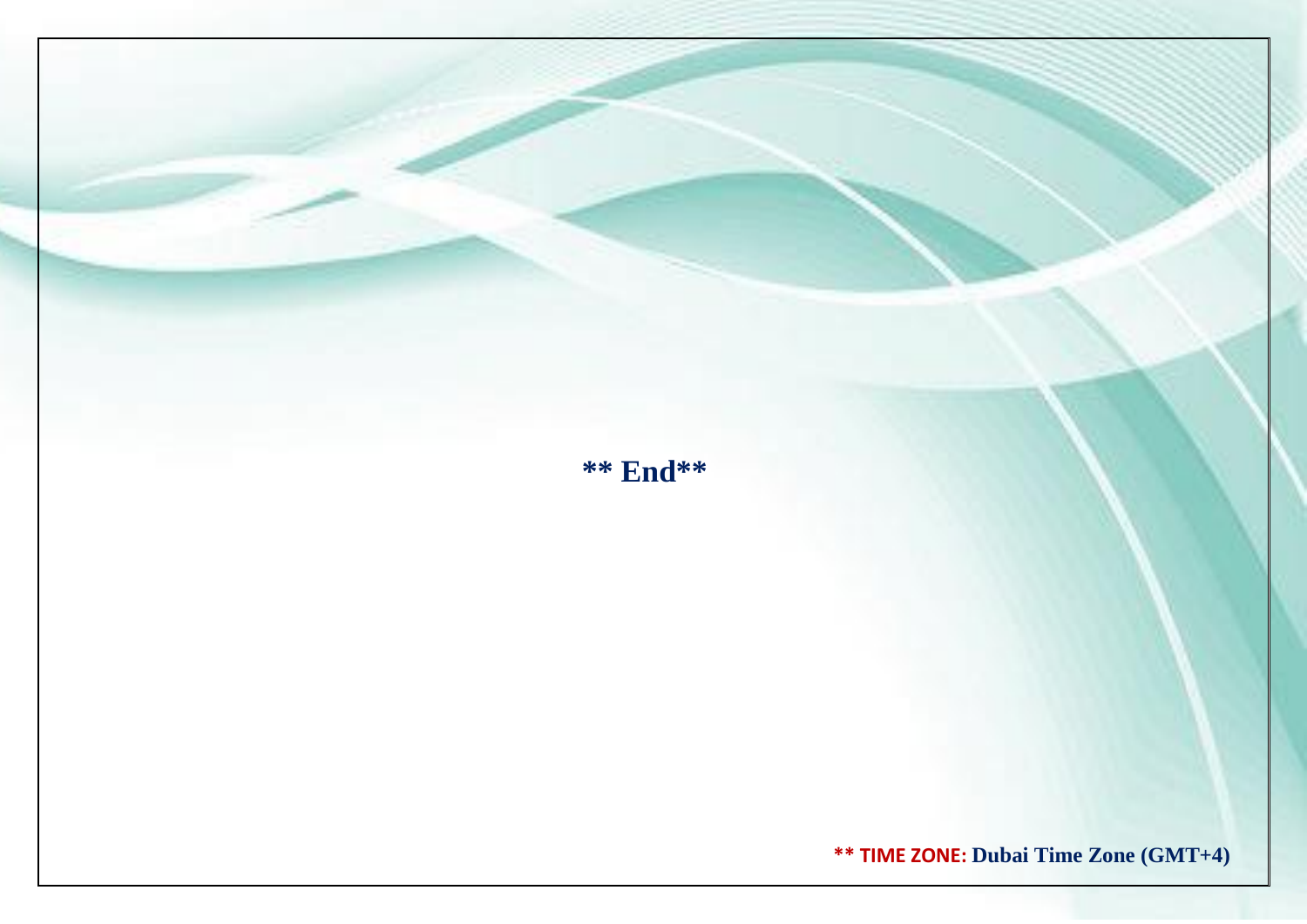** End**

** TIME ZONE: Dubai Time Zone (GMT+4)